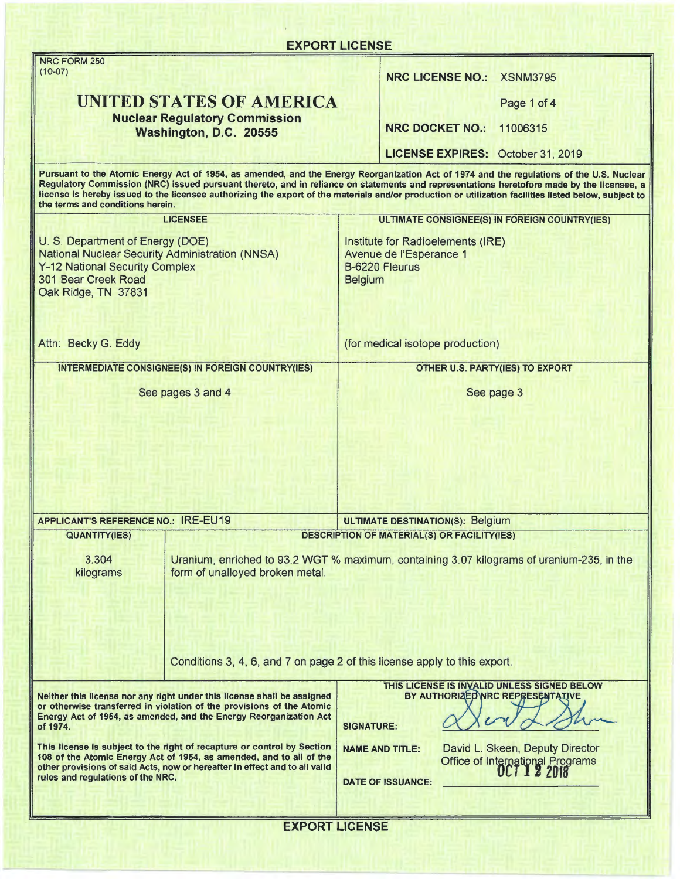# EXPORT LICENSE

NRC FORM 250
(10-07)

## UNITED STATES OF AMERICA

**Nuclear Regulatory Commission**
**Washington, D.C. 20555**

**NRC LICENSE NO.:** XSNM3795

**NRC DOCKET NO.:** 11006315

**LICENSE EXPIRES:** October 31, 2019

**Pursuant to the Atomic Energy Act of 1954, as amended, and the Energy Reorganization Act of 1974 and the regulations of the U.S. Nuclear Regulatory Commission (NRC) issued pursuant thereto, and in reliance on statements and representations heretofore made by the licensee, a license is hereby issued to the licensee authorizing the export of the materials and/or production or utilization facilities listed below, subject to the terms and conditions herein.**

| LICENSEE | ULTIMATE CONSIGNEE(S) IN FOREIGN COUNTRY(IES) |
|---|---|
| U. S. Department of Energy (DOE)<br>National Nuclear Security Administration (NNSA)<br>Y-12 National Security Complex<br>301 Bear Creek Road<br>Oak Ridge, TN 37831<br><br>Attn: Becky G. Eddy | Institute for Radioelements (IRE)<br>Avenue de l'Esperance 1<br>B-6220 Fleurus<br>Belgium<br><br>(for medical isotope production) |

| INTERMEDIATE CONSIGNEE(S) IN FOREIGN COUNTRY(IES) | OTHER U.S. PARTY(IES) TO EXPORT |
|---|---|
| See pages 3 and 4 | See page 3 |

**APPLICANT'S REFERENCE NO.:** IRE-EU19

**ULTIMATE DESTINATION(S):** Belgium

| QUANTITY(IES) | DESCRIPTION OF MATERIAL(S) OR FACILITY(IES) |
|---|---|
| 3.304 kilograms | Uranium, enriched to 93.2 WGT % maximum, containing 3.07 kilograms of uranium-235, in the form of unalloyed broken metal.<br><br>Conditions 3, 4, 6, and 7 on page 2 of this license apply to this export. |

**Neither this license nor any right under this license shall be assigned or otherwise transferred in violation of the provisions of the Atomic Energy Act of 1954, as amended, and the Energy Reorganization Act of 1974.**

**This license is subject to the right of recapture or control by Section 108 of the Atomic Energy Act of 1954, as amended, and to all of the other provisions of said Acts, now or hereafter in effect and to all valid rules and regulations of the NRC.**

**THIS LICENSE IS INVALID UNLESS SIGNED BELOW BY AUTHORIZED NRC REPRESENTATIVE**

**SIGNATURE:** [signature]

**NAME AND TITLE:** David L. Skeen, Deputy Director, Office of International Programs

**DATE OF ISSUANCE:** OCT 12 2018

# EXPORT LICENSE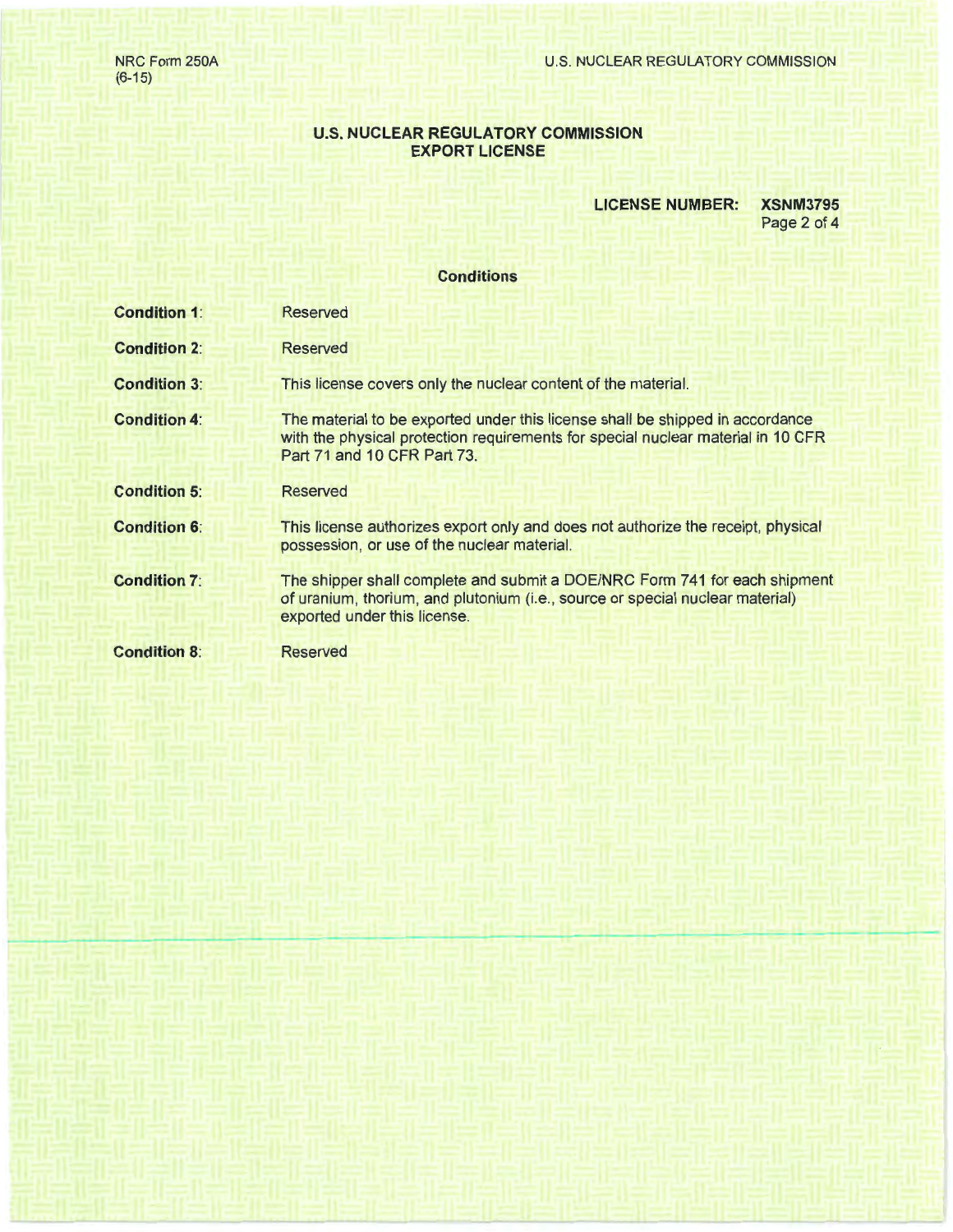# U.S. NUCLEAR REGULATORY COMMISSION
## EXPORT LICENSE

**LICENSE NUMBER: XSNM3795**

### Conditions

| | |
|---|---|
| **Condition 1**: | Reserved |
| **Condition 2**: | Reserved |
| **Condition 3**: | This license covers only the nuclear content of the material. |
| **Condition 4**: | The material to be exported under this license shall be shipped in accordance with the physical protection requirements for special nuclear material in 10 CFR Part 71 and 10 CFR Part 73. |
| **Condition 5**: | Reserved |
| **Condition 6**: | This license authorizes export only and does not authorize the receipt, physical possession, or use of the nuclear material. |
| **Condition 7**: | The shipper shall complete and submit a DOE/NRC Form 741 for each shipment of uranium, thorium, and plutonium (i.e., source or special nuclear material) exported under this license. |
| **Condition 8**: | Reserved |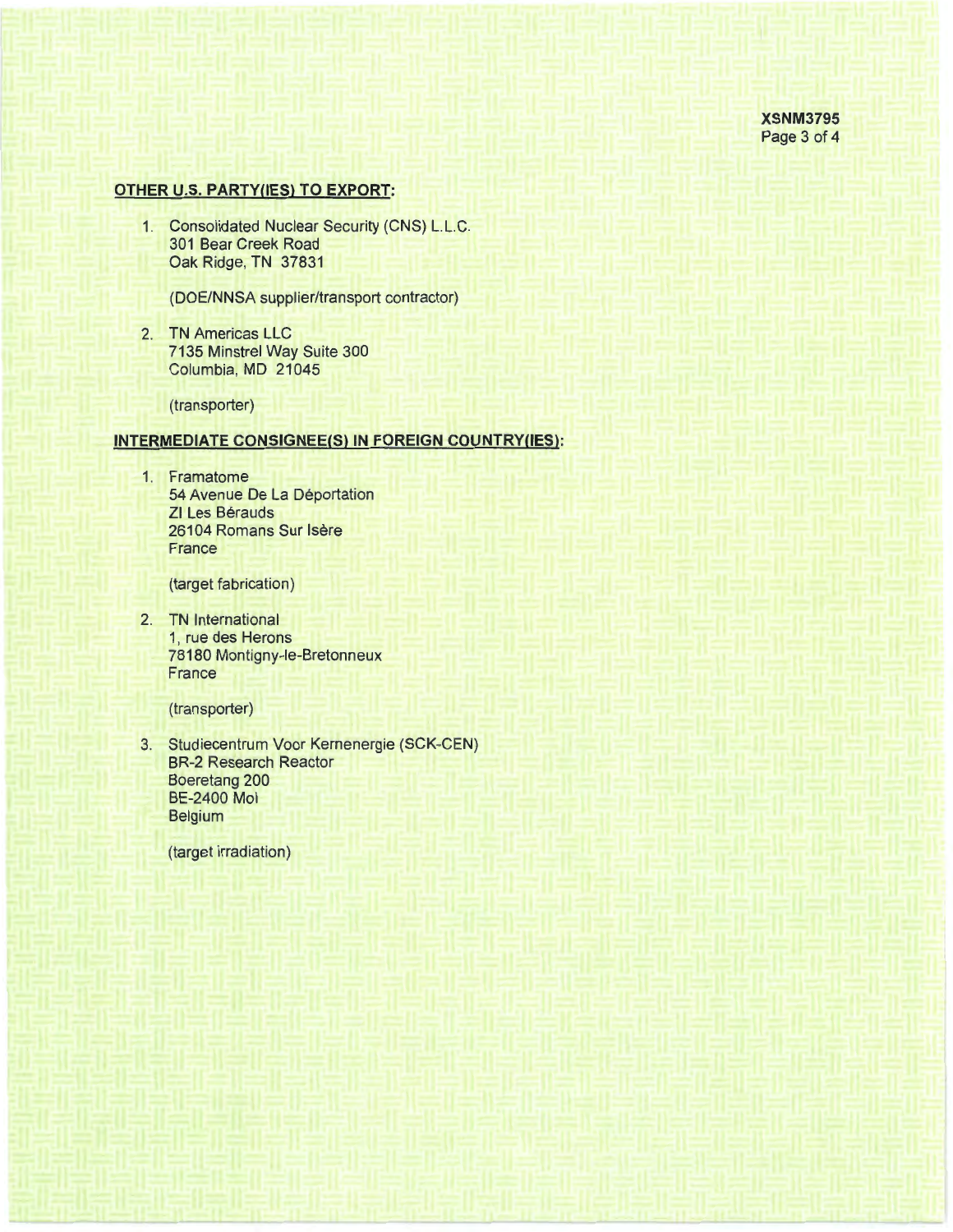**OTHER U.S. PARTY(IES) TO EXPORT:**

1. Consolidated Nuclear Security (CNS) L.L.C.
   301 Bear Creek Road
   Oak Ridge, TN 37831

   (DOE/NNSA supplier/transport contractor)

2. TN Americas LLC
   7135 Minstrel Way Suite 300
   Columbia, MD 21045

   (transporter)

**INTERMEDIATE CONSIGNEE(S) IN FOREIGN COUNTRY(IES):**

1. Framatome
   54 Avenue De La Déportation
   ZI Les Bérauds
   26104 Romans Sur Isère
   France

   (target fabrication)

2. TN International
   1, rue des Herons
   78180 Montigny-le-Bretonneux
   France

   (transporter)

3. Studiecentrum Voor Kernenergie (SCK-CEN)
   BR-2 Research Reactor
   Boeretang 200
   BE-2400 Mol
   Belgium

   (target irradiation)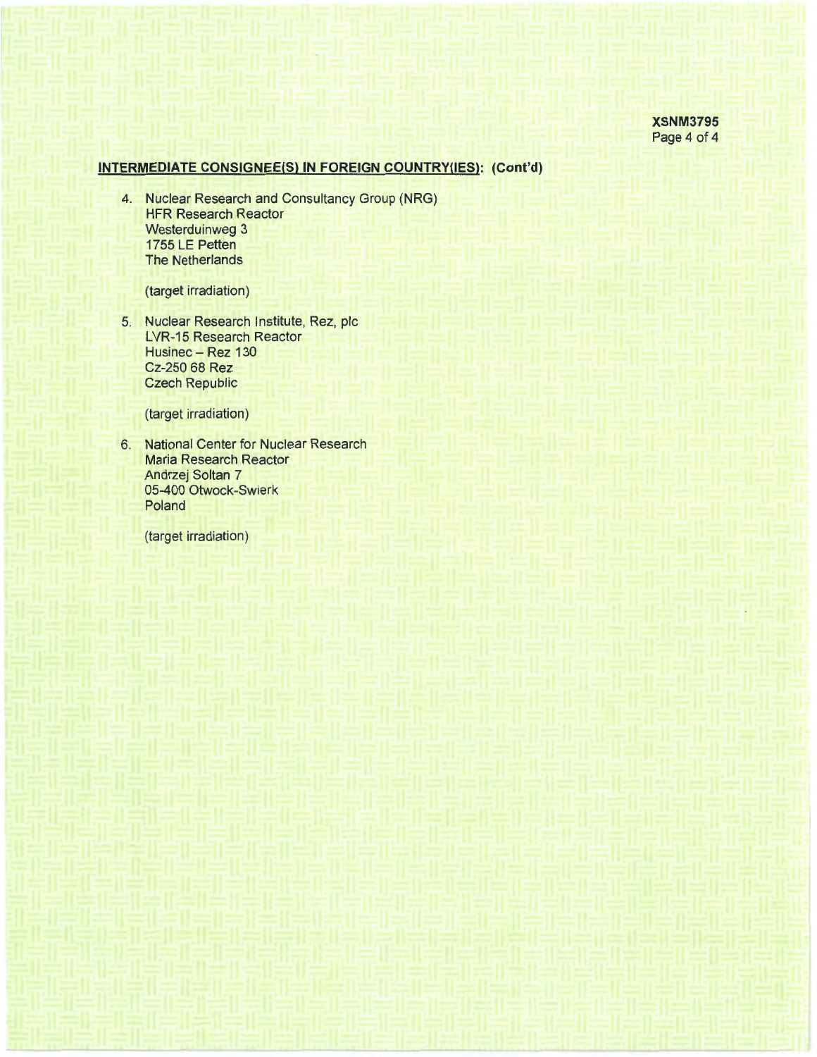**INTERMEDIATE CONSIGNEE(S) IN FOREIGN COUNTRY(IES): (Cont'd)**

4. Nuclear Research and Consultancy Group (NRG)
   HFR Research Reactor
   Westerduinweg 3
   1755 LE Petten
   The Netherlands

   (target irradiation)

5. Nuclear Research Institute, Rez, plc
   LVR-15 Research Reactor
   Husinec – Rez 130
   Cz-250 68 Rez
   Czech Republic

   (target irradiation)

6. National Center for Nuclear Research
   Maria Research Reactor
   Andrzej Soltan 7
   05-400 Otwock-Swierk
   Poland

   (target irradiation)